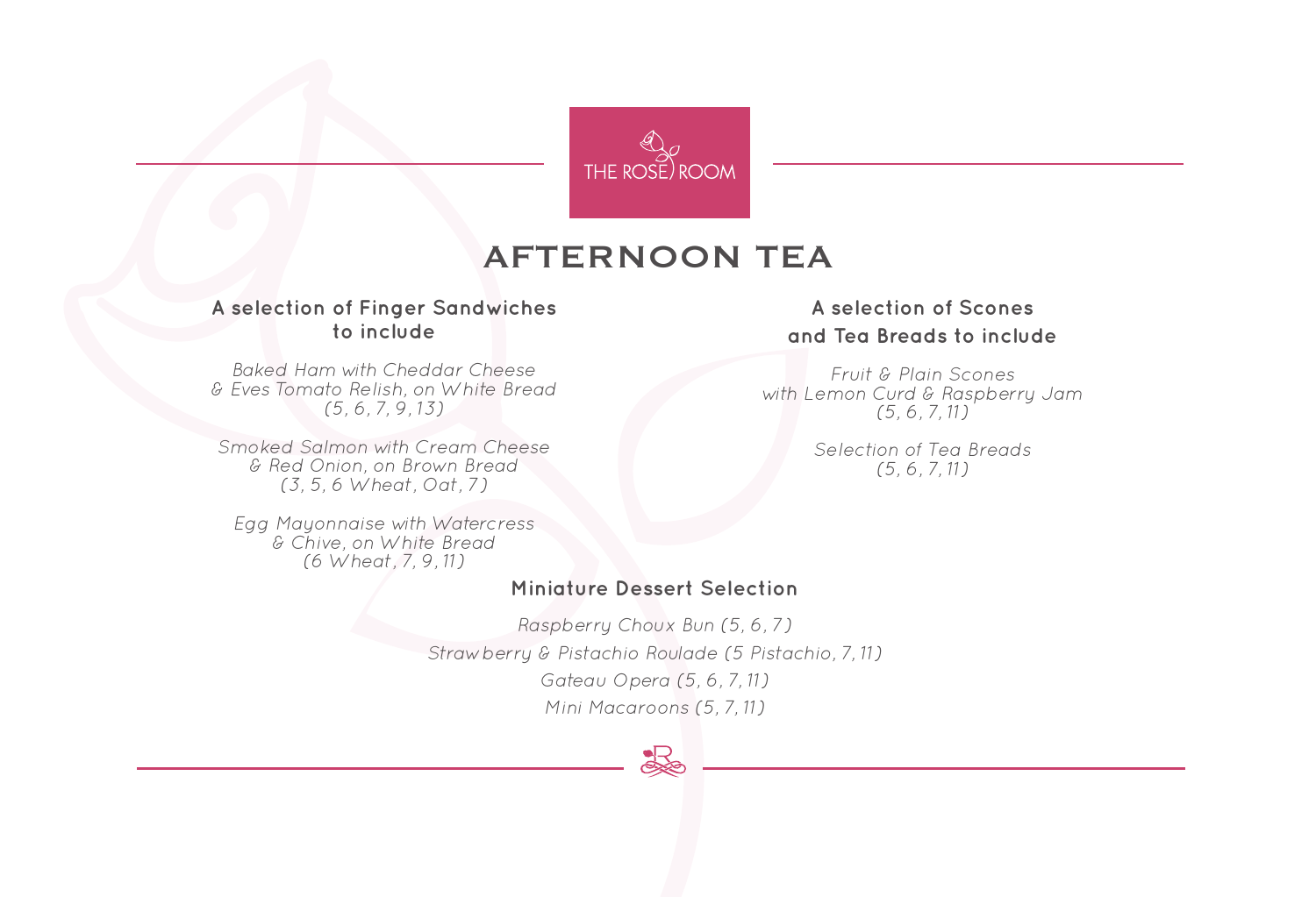THE ROSE ROOM

# AFTERNOON TEA

## A selection of Finger Sandwiches to include

*Baked Ham with Cheddar Cheese & Eves Tomato Relish, on White Bread (5, 6, 7, 9, 13)*

*Smoked Salmon with Cream Cheese & Red Onion, on Brown Bread (3, 5, 6 Wheat, Oat, 7)*

*Egg Mayonnaise with Watercress & Chive, on White Bread (6 Wheat, 7, 9, 11)*

## A selection of Scones and Tea Breads to include

*Fruit & Plain Scones with Lemon Curd & Raspberry Jam (5, 6, 7, 11)*

*Selection of Tea Breads (5, 6, 7, 11)*

## Miniature Dessert Selection

*Raspberry Choux Bun (5, 6, 7)*

*Strawberry & Pistachio Roulade (5 Pistachio, 7, 11)*

*Gateau Opera (5, 6, 7, 11)*

*Mini Macaroons (5, 7, 11)*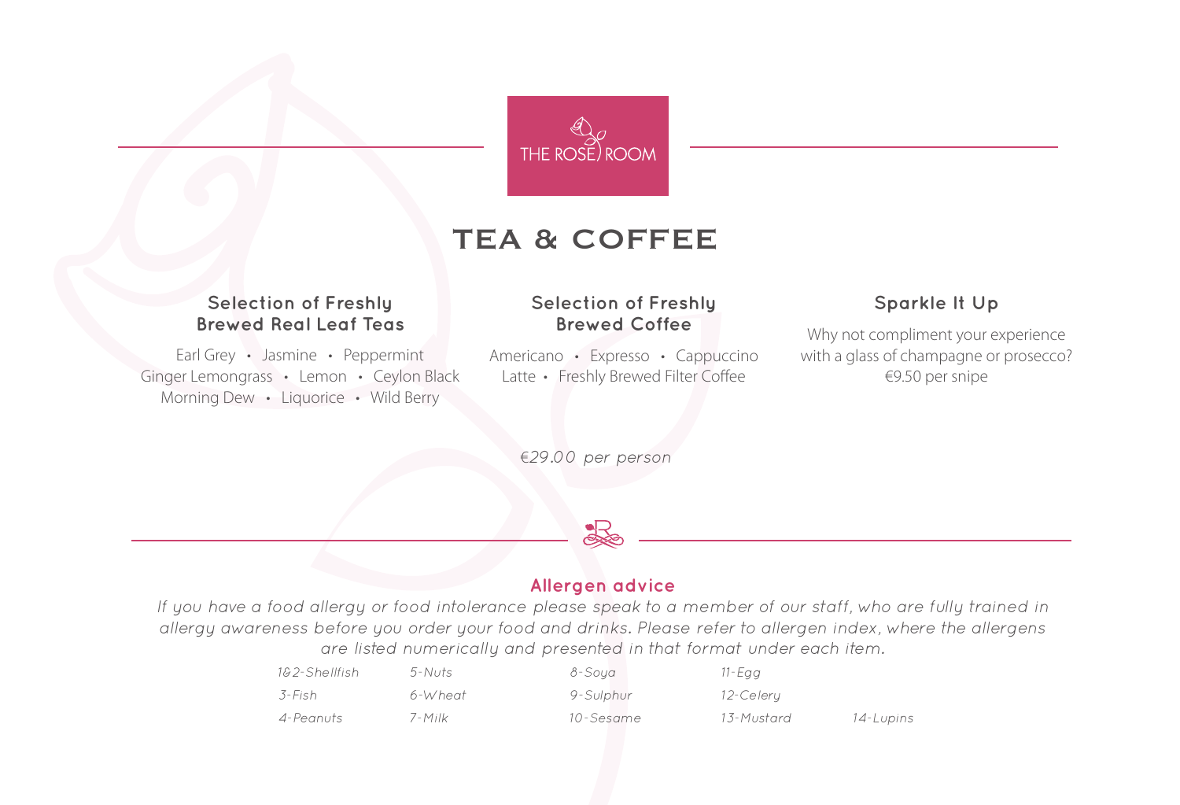THE ROSE ROOM

# TEA & COFFEE

### Selection of Freshly Brewed Real Leaf Teas

Earl Grey • Jasmine • Peppermint
Ginger Lemongrass • Lemon • Ceylon Black
Morning Dew • Liquorice • Wild Berry

### Selection of Freshly Brewed Coffee

Americano • Expresso • Cappuccino
Latte • Freshly Brewed Filter Coffee

### Sparkle It Up

Why not compliment your experience with a glass of champagne or prosecco?
€9.50 per snipe

*€29.00 per person*

## Allergen advice

*If you have a food allergy or food intolerance please speak to a member of our staff, who are fully trained in allergy awareness before you order your food and drinks. Please refer to allergen index, where the allergens are listed numerically and presented in that format under each item.*

| | | | | |
|---|---|---|---|---|
| 1&2-Shellfish | 5-Nuts | 8-Soya | 11-Egg | |
| 3-Fish | 6-Wheat | 9-Sulphur | 12-Celery | |
| 4-Peanuts | 7-Milk | 10-Sesame | 13-Mustard | 14-Lupins |